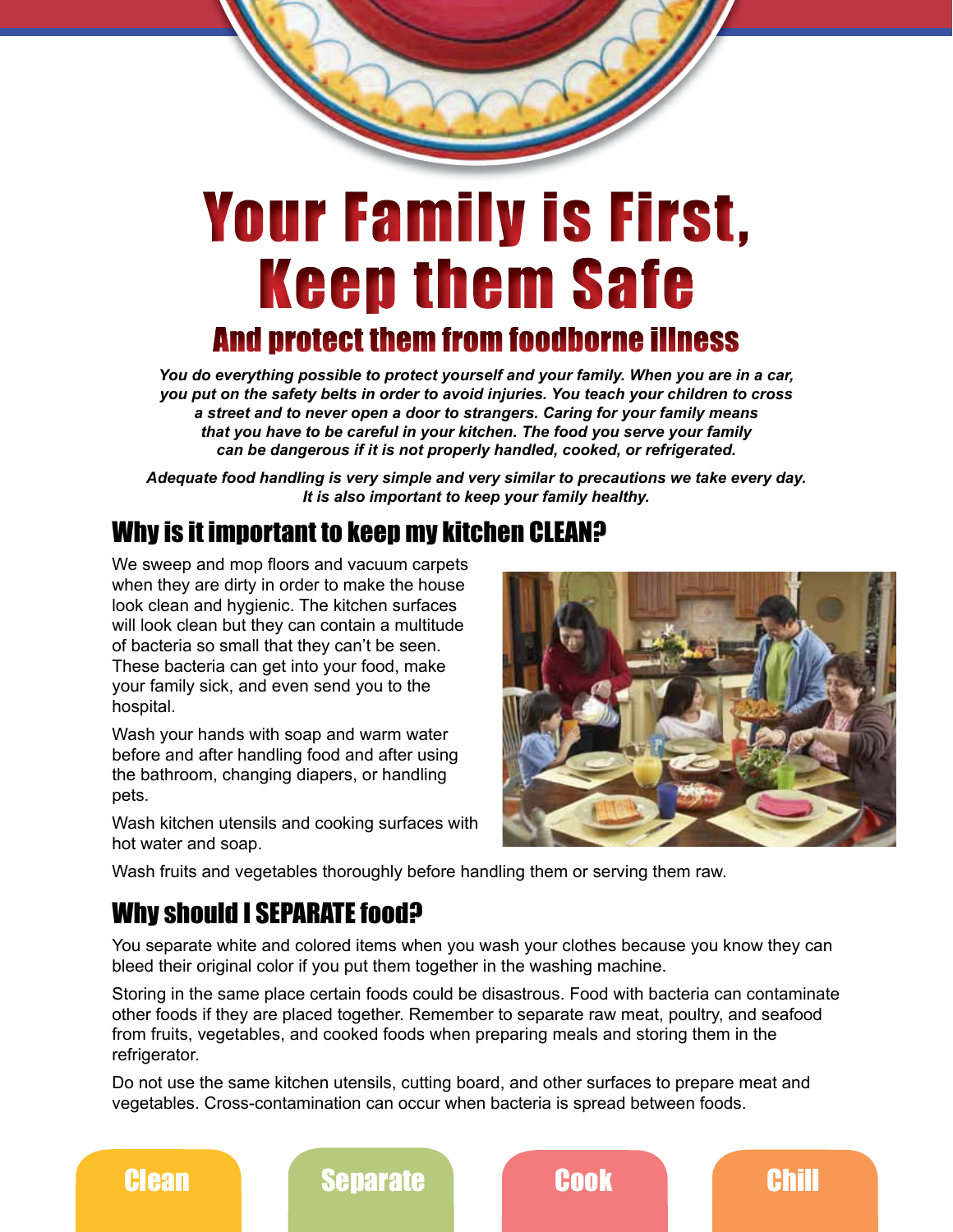# Your Family is First, Keep them Safe

## And protect them from foodborne illness

***You do everything possible to protect yourself and your family. When you are in a car, you put on the safety belts in order to avoid injuries. You teach your children to cross a street and to never open a door to strangers. Caring for your family means that you have to be careful in your kitchen. The food you serve your family can be dangerous if it is not properly handled, cooked, or refrigerated.***

***Adequate food handling is very simple and very similar to precautions we take every day. It is also important to keep your family healthy.***

## Why is it important to keep my kitchen CLEAN?

We sweep and mop floors and vacuum carpets when they are dirty in order to make the house look clean and hygienic. The kitchen surfaces will look clean but they can contain a multitude of bacteria so small that they can't be seen. These bacteria can get into your food, make your family sick, and even send you to the hospital.

Wash your hands with soap and warm water before and after handling food and after using the bathroom, changing diapers, or handling pets.

Wash kitchen utensils and cooking surfaces with hot water and soap.

Wash fruits and vegetables thoroughly before handling them or serving them raw.

## Why should I SEPARATE food?

You separate white and colored items when you wash your clothes because you know they can bleed their original color if you put them together in the washing machine.

Storing in the same place certain foods could be disastrous. Food with bacteria can contaminate other foods if they are placed together. Remember to separate raw meat, poultry, and seafood from fruits, vegetables, and cooked foods when preparing meals and storing them in the refrigerator.

Do not use the same kitchen utensils, cutting board, and other surfaces to prepare meat and vegetables. Cross-contamination can occur when bacteria is spread between foods.

Clean | Separate | Cook | Chill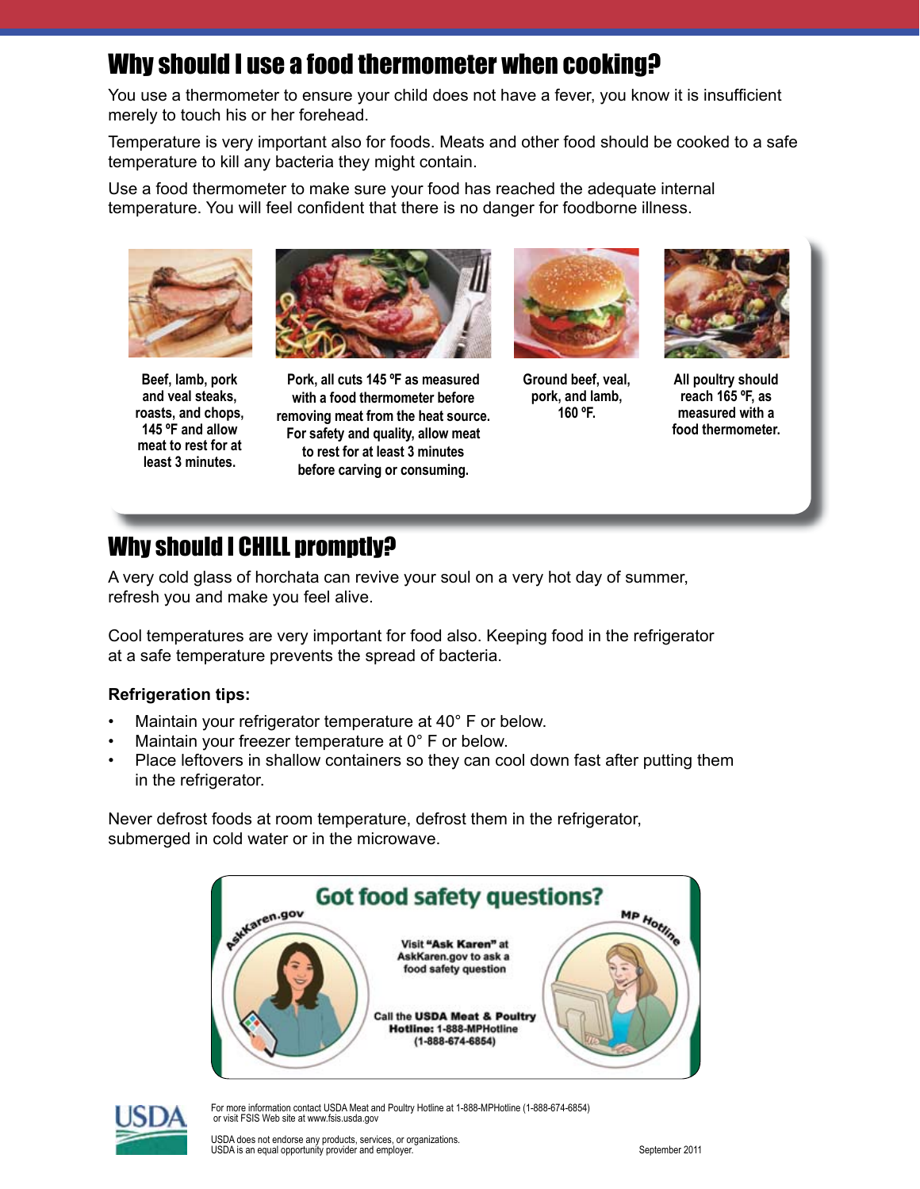## Why should I use a food thermometer when cooking?

You use a thermometer to ensure your child does not have a fever, you know it is insufficient merely to touch his or her forehead.

Temperature is very important also for foods. Meats and other food should be cooked to a safe temperature to kill any bacteria they might contain.

Use a food thermometer to make sure your food has reached the adequate internal temperature. You will feel confident that there is no danger for foodborne illness.

**Beef, lamb, pork and veal steaks, roasts, and chops, 145 ºF and allow meat to rest for at least 3 minutes.**

**Pork, all cuts 145 ºF as measured with a food thermometer before removing meat from the heat source. For safety and quality, allow meat to rest for at least 3 minutes before carving or consuming.**

**Ground beef, veal, pork, and lamb, 160 ºF.**

**All poultry should reach 165 ºF, as measured with a food thermometer.**

## Why should I CHILL promptly?

A very cold glass of horchata can revive your soul on a very hot day of summer, refresh you and make you feel alive.

Cool temperatures are very important for food also. Keeping food in the refrigerator at a safe temperature prevents the spread of bacteria.

**Refrigeration tips:**

- Maintain your refrigerator temperature at 40° F or below.
- Maintain your freezer temperature at 0° F or below.
- Place leftovers in shallow containers so they can cool down fast after putting them in the refrigerator.

Never defrost foods at room temperature, defrost them in the refrigerator, submerged in cold water or in the microwave.

### Got food safety questions?

AskKaren.gov

MP Hotline

Visit **"Ask Karen"** at AskKaren.gov to ask a food safety question

Call the **USDA Meat & Poultry Hotline:** 1-888-MPHotline (1-888-674-6854)

USDA

For more information contact USDA Meat and Poultry Hotline at 1-888-MPHotline (1-888-674-6854) or visit FSIS Web site at www.fsis.usda.gov

USDA does not endorse any products, services, or organizations.
USDA is an equal opportunity provider and employer.

September 2011